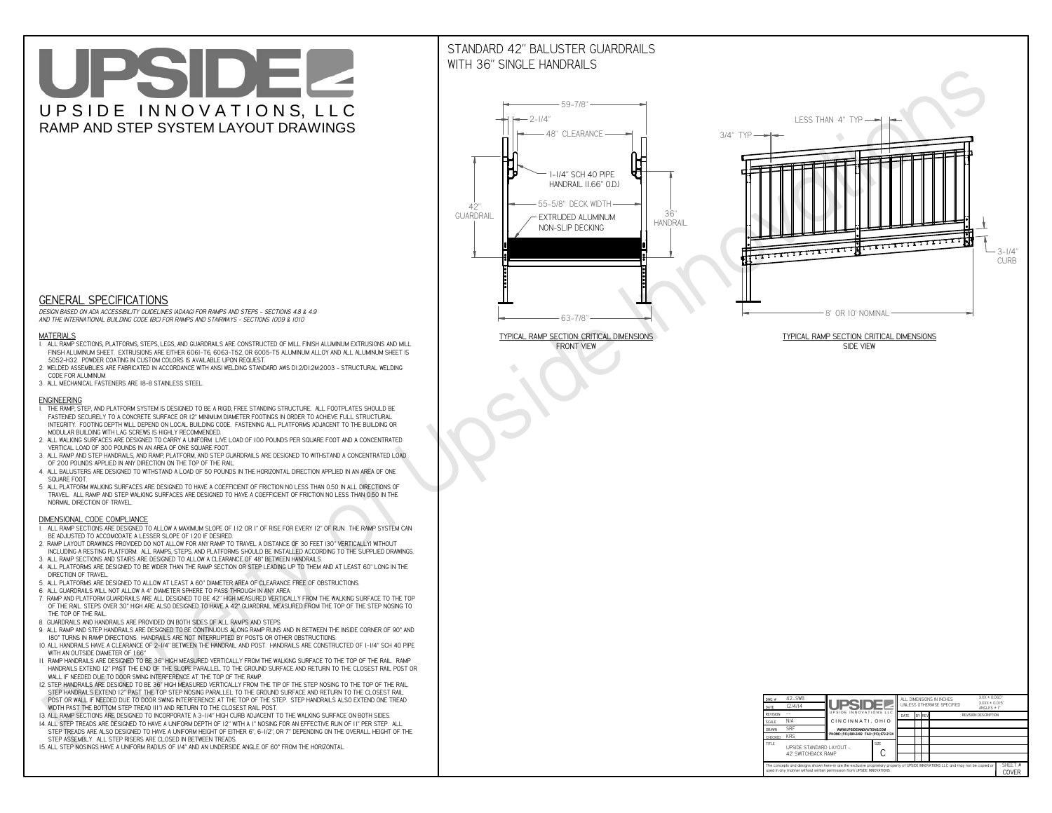# UPSIDE

UPSIDE INNOVATIONS, LLC

RAMP AND STEP SYSTEM LAYOUT DRAWINGS

## STANDARD 42" BALUSTER GUARDRAILS WITH 36" SINGLE HANDRAILS

59-7/8"
2-1/4"
48" CLEARANCE
1-1/4" SCH 40 PIPE HANDRAIL (1.66" O.D.)
42" GUARDRAIL
55-5/8" DECK WIDTH
EXTRUDED ALUMINUM NON-SLIP DECKING
36" HANDRAIL
63-7/8"

TYPICAL RAMP SECTION: CRITICAL DIMENSIONS
FRONT VIEW

LESS THAN 4" TYP
3/4" TYP
3-1/4" CURB
8' OR 10' NOMINAL

TYPICAL RAMP SECTION: CRITICAL DIMENSIONS
SIDE VIEW

## GENERAL SPECIFICATIONS

*DESIGN BASED ON ADA ACCESSIBILITY GUIDELINES (ADAAG) FOR RAMPS AND STEPS - SECTIONS 4.8 & 4.9 AND THE INTERNATIONAL BUILDING CODE (IBC) FOR RAMPS AND STAIRWAYS - SECTIONS 1009 & 1010*

### MATERIALS

1. ALL RAMP SECTIONS, PLATFORMS, STEPS, LEGS, AND GUARDRAILS ARE CONSTRUCTED OF MILL FINISH ALUMINUM EXTRUSIONS AND MILL FINISH ALUMINUM SHEET. EXTRUSIONS ARE EITHER 6061-T6, 6063-T52, OR 6005-T5 ALUMINUM ALLOY AND ALL ALUMINUM SHEET IS 5052-H32. POWDER COATING IN CUSTOM COLORS IS AVAILABLE UPON REQUEST.
2. WELDED ASSEMBLIES ARE FABRICATED IN ACCORDANCE WITH ANSI WELDING STANDARD AWS D1.2/D1.2M:2003 - STRUCTURAL WELDING CODE FOR ALUMINUM.
3. ALL MECHANICAL FASTENERS ARE 18-8 STAINLESS STEEL.

### ENGINEERING

1. THE RAMP, STEP, AND PLATFORM SYSTEM IS DESIGNED TO BE A RIGID, FREE STANDING STRUCTURE. ALL FOOTPLATES SHOULD BE FASTENED SECURELY TO A CONCRETE SURFACE OR 12" MINIMUM DIAMETER FOOTINGS IN ORDER TO ACHIEVE FULL STRUCTURAL INTEGRITY. FOOTING DEPTH WILL DEPEND ON LOCAL BUILDING CODE. FASTENING ALL PLATFORMS ADJACENT TO THE BUILDING OR MODULAR BUILDING WITH LAG SCREWS IS HIGHLY RECOMMENDED.
2. ALL WALKING SURFACES ARE DESIGNED TO CARRY A UNIFORM LIVE LOAD OF 100 POUNDS PER SQUARE FOOT AND A CONCENTRATED VERTICAL LOAD OF 300 POUNDS IN AN AREA OF ONE SQUARE FOOT.
3. ALL RAMP AND STEP HANDRAILS, AND RAMP, PLATFORM, AND STEP GUARDRAILS ARE DESIGNED TO WITHSTAND A CONCENTRATED LOAD OF 200 POUNDS APPLIED IN ANY DIRECTION ON THE TOP OF THE RAIL.
4. ALL BALUSTERS ARE DESIGNED TO WITHSTAND A LOAD OF 50 POUNDS IN THE HORIZONTAL DIRECTION APPLIED IN AN AREA OF ONE SQUARE FOOT.
5. ALL PLATFORM WALKING SURFACES ARE DESIGNED TO HAVE A COEFFICIENT OF FRICTION NO LESS THAN 0.50 IN ALL DIRECTIONS OF TRAVEL. ALL RAMP AND STEP WALKING SURFACES ARE DESIGNED TO HAVE A COEFFICIENT OF FRICTION NO LESS THAN 0.50 IN THE NORMAL DIRECTION OF TRAVEL.

### DIMENSIONAL CODE COMPLIANCE

1. ALL RAMP SECTIONS ARE DESIGNED TO ALLOW A MAXIMUM SLOPE OF 1:12 OR 1" OF RISE FOR EVERY 12" OF RUN. THE RAMP SYSTEM CAN BE ADJUSTED TO ACCOMODATE A LESSER SLOPE OF 1:20 IF DESIRED.
2. RAMP LAYOUT DRAWINGS PROVIDED DO NOT ALLOW FOR ANY RAMP TO TRAVEL A DISTANCE OF 30 FEET (30" VERTICALLY) WITHOUT INCLUDING A RESTING PLATFORM. ALL RAMPS, STEPS, AND PLATFORMS SHOULD BE INSTALLED ACCORDING TO THE SUPPLIED DRAWINGS.
3. ALL RAMP SECTIONS AND STAIRS ARE DESIGNED TO ALLOW A CLEARANCE OF 48" BETWEEN HANDRAILS.
4. ALL PLATFORMS ARE DESIGNED TO BE WIDER THAN THE RAMP SECTION OR STEP LEADING UP TO THEM AND AT LEAST 60" LONG IN THE DIRECTION OF TRAVEL.
5. ALL PLATFORMS ARE DESIGNED TO ALLOW AT LEAST A 60" DIAMETER AREA OF CLEARANCE FREE OF OBSTRUCTIONS.
6. ALL GUARDRAILS WILL NOT ALLOW A 4" DIAMETER SPHERE TO PASS THROUGH IN ANY AREA.
7. RAMP AND PLATFORM GUARDRAILS ARE ALL DESIGNED TO BE 42" HIGH MEASURED VERTICALLY FROM THE WALKING SURFACE TO THE TOP OF THE RAIL. STEPS OVER 30" HIGH ARE ALSO DESIGNED TO HAVE A 42" GUARDRAIL MEASURED FROM THE TOP OF THE STEP NOSING TO THE TOP OF THE RAIL.
8. GUARDRAILS AND HANDRAILS ARE PROVIDED ON BOTH SIDES OF ALL RAMPS AND STEPS.
9. ALL RAMP AND STEP HANDRAILS ARE DESIGNED TO BE CONTINUOUS ALONG RAMP RUNS AND IN BETWEEN THE INSIDE CORNER OF 90° AND 180° TURNS IN RAMP DIRECTIONS. HANDRAILS ARE NOT INTERRUPTED BY POSTS OR OTHER OBSTRUCTIONS.
10. ALL HANDRAILS HAVE A CLEARANCE OF 2-1/4" BETWEEN THE HANDRAIL AND POST. HANDRAILS ARE CONSTRUCTED OF 1-1/4" SCH 40 PIPE WITH AN OUTSIDE DIAMETER OF 1.66"
11. RAMP HANDRAILS ARE DESIGNED TO BE 36" HIGH MEASURED VERTICALLY FROM THE WALKING SURFACE TO THE TOP OF THE RAIL. RAMP HANDRAILS EXTEND 12" PAST THE END OF THE SLOPE PARALLEL TO THE GROUND SURFACE AND RETURN TO THE CLOSEST RAIL POST OR WALL IF NEEDED DUE TO DOOR SWING INTERFERENCE AT THE TOP OF THE RAMP.
12. STEP HANDRAILS ARE DESIGNED TO BE 36" HIGH MEASURED VERTICALLY FROM THE TIP OF THE STEP NOSING TO THE TOP OF THE RAIL. STEP HANDRAILS EXTEND 12" PAST THE TOP STEP NOSING PARALLEL TO THE GROUND SURFACE AND RETURN TO THE CLOSEST RAIL POST OR WALL IF NEEDED DUE TO DOOR SWING INTERFERENCE AT THE TOP OF THE STEP. STEP HANDRAILS ALSO EXTEND ONE TREAD WIDTH PAST THE BOTTOM STEP TREAD (11") AND RETURN TO THE CLOSEST RAIL POST.
13. ALL RAMP SECTIONS ARE DESIGNED TO INCORPORATE A 3-1/4" HIGH CURB ADJACENT TO THE WALKING SURFACE ON BOTH SIDES.
14. ALL STEP TREADS ARE DESIGNED TO HAVE A UNIFORM DEPTH OF 12" WITH A 1" NOSING FOR AN EFFECTIVE RUN OF 11" PER STEP. ALL STEP TREADS ARE ALSO DESIGNED TO HAVE A UNIFORM HEIGHT OF EITHER 6", 6-1/2", OR 7" DEPENDING ON THE OVERALL HEIGHT OF THE STEP ASSEMBLY. ALL STEP RISERS ARE CLOSED IN BETWEEN TREADS.
15. ALL STEP NOSINGS HAVE A UNIFORM RADIUS OF 1/4" AND AN UNDERSIDE ANGLE OF 60° FROM THE HORIZONTAL.

| DWG # | 42_SWB | UPSIDE INNOVATIONS LLC | ALL DIMENSIONS IN INCHES UNLESS OTHERWISE SPECIFIED | X.XX ± 0.060" X.XXX ± 0.015" ANGLES ± 1° |
|---|---|---|---|---|
| DATE | 12/4/14 | CINCINNATI, OHIO | DATE / BY / REV / REVISION DESCRIPTION | |
| REVISION | --- | WWW.UPSIDEINNOVATIONS.COM PHONE: (513) 889-2492 FAX: (513) 672-2124 | | |
| SCALE | N/A | | | |
| DRAWN | SRF | | | |
| CHECKED | KRS | | | |
| TITLE | UPSIDE STANDARD LAYOUT - 42' SWITCHBACK RAMP | SIZE C | | |

The concepts and designs shown here-in are the exclusive proprietary property of UPSIDE INNOVATIONS LLC and may not be copied or used in any manner without written permission from UPSIDE INNOVATIONS.

SHEET # COVER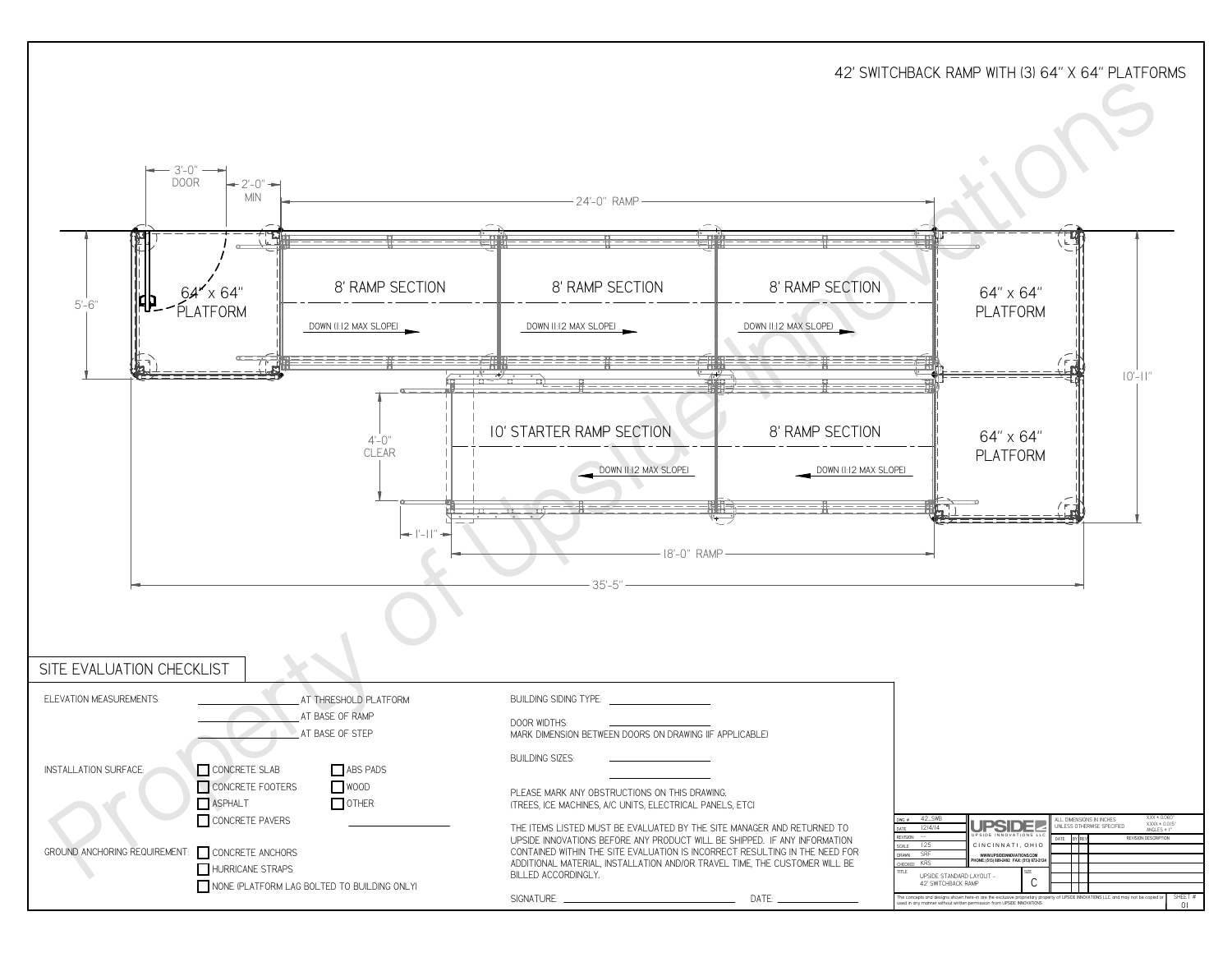# 42' SWITCHBACK RAMP WITH (3) 64" X 64" PLATFORMS

3'-0"
DOOR

2'-0"
MIN

24'-0" RAMP

5'-6"

64" x 64"
PLATFORM

8' RAMP SECTION

DOWN (1:12 MAX SLOPE)

8' RAMP SECTION

DOWN (1:12 MAX SLOPE)

8' RAMP SECTION

DOWN (1:12 MAX SLOPE)

64" x 64"
PLATFORM

10'-11"

4'-0"
CLEAR

10' STARTER RAMP SECTION

DOWN (1:12 MAX SLOPE)

8' RAMP SECTION

DOWN (1:12 MAX SLOPE)

64" x 64"
PLATFORM

1'-11"

18'-0" RAMP

35'-5"

## SITE EVALUATION CHECKLIST

ELEVATION MEASUREMENTS: ________ AT THRESHOLD PLATFORM
________ AT BASE OF RAMP
________ AT BASE OF STEP

INSTALLATION SURFACE:
- ☐ CONCRETE SLAB
- ☐ CONCRETE FOOTERS
- ☐ ASPHALT
- ☐ CONCRETE PAVERS
- ☐ ABS PADS
- ☐ WOOD
- ☐ OTHER ________

GROUND ANCHORING REQUIREMENT:
- ☐ CONCRETE ANCHORS
- ☐ HURRICANE STRAPS
- ☐ NONE (PLATFORM LAG BOLTED TO BUILDING ONLY)

BUILDING SIDING TYPE: ________

DOOR WIDTHS: ________
MARK DIMENSION BETWEEN DOORS ON DRAWING (IF APPLICABLE)

BUILDING SIZES: ________

PLEASE MARK ANY OBSTRUCTIONS ON THIS DRAWING.
(TREES, ICE MACHINES, A/C UNITS, ELECTRICAL PANELS, ETC)

THE ITEMS LISTED MUST BE EVALUATED BY THE SITE MANAGER AND RETURNED TO UPSIDE INNOVATIONS BEFORE ANY PRODUCT WILL BE SHIPPED. IF ANY INFORMATION CONTAINED WITHIN THE SITE EVALUATION IS INCORRECT RESULTING IN THE NEED FOR ADDITIONAL MATERIAL, INSTALLATION AND/OR TRAVEL TIME, THE CUSTOMER WILL BE BILLED ACCORDINGLY.

SIGNATURE: ________ DATE: ________

| | |
|---|---|
| DWG # | 42_SWB |
| DATE | 12/4/14 |
| REVISION | --- |
| SCALE | 1:25 |
| DRAWN | SRF |
| CHECKED | KRS |
| TITLE | UPSIDE STANDARD LAYOUT - 42' SWITCHBACK RAMP |
| SIZE | C |
| SHEET # | 01 |

UPSIDE
UPSIDE INNOVATIONS LLC
CINCINNATI, OHIO
WWW.UPSIDEINNOVATIONS.COM
PHONE: (513) 889-2492 FAX: (513) 672-2124

ALL DIMENSIONS IN INCHES UNLESS OTHERWISE SPECIFIED
XXX ± 0.060"
XXXX ± 0.015"
ANGLES ± 1°

| DATE | BY | REV | REVISION DESCRIPTION |
|---|---|---|---|

The concepts and designs shown here-in are the exclusive proprietary property of UPSIDE INNOVATIONS LLC and may not be copied or used in any manner without written permission from UPSIDE INNOVATIONS.